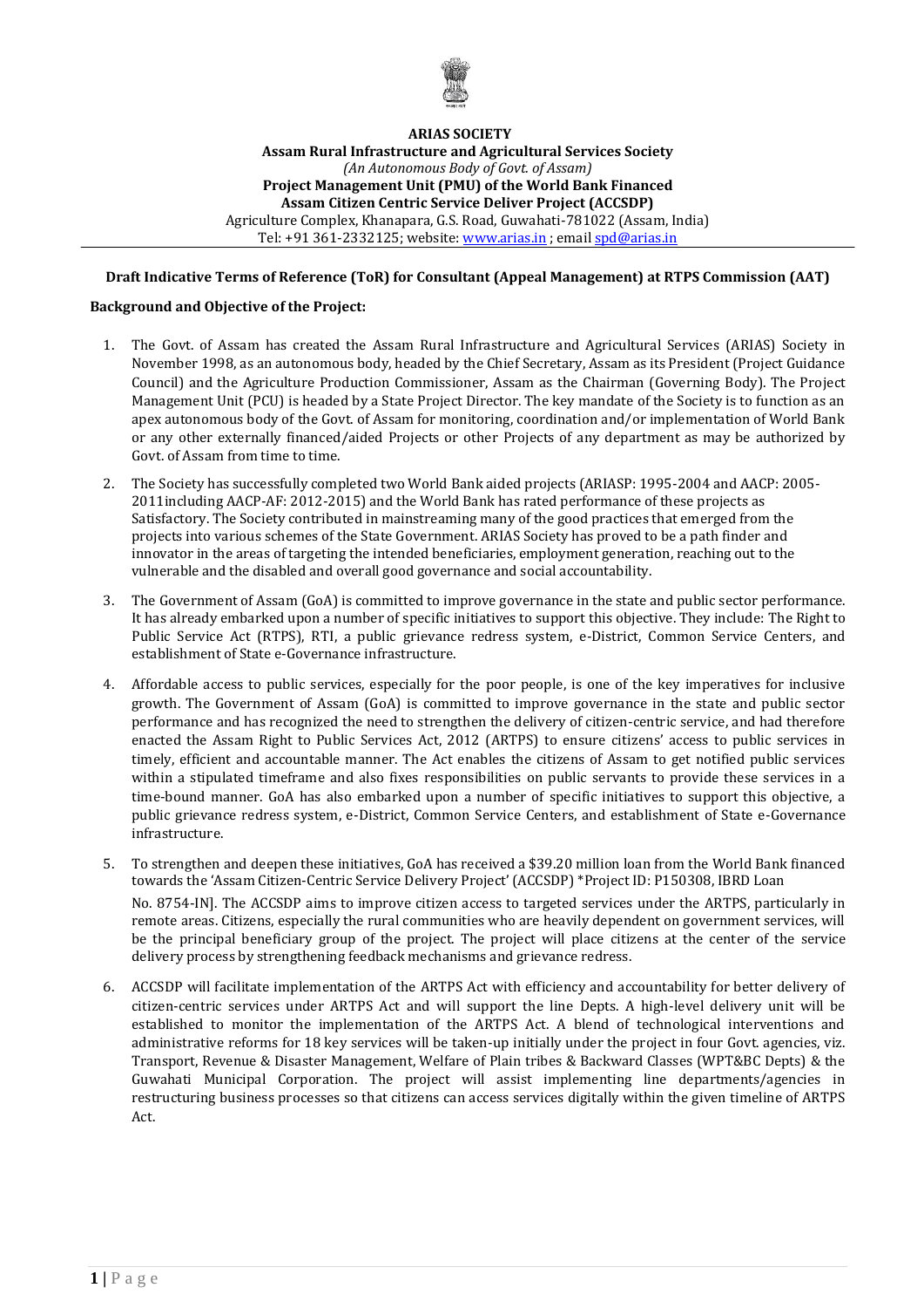**ARIAS SOCIETY**

**Assam Rural Infrastructure and Agricultural Services Society**

*(An Autonomous Body of Govt. of Assam)*

**Project Management Unit (PMU) of the World Bank Financed**

**Assam Citizen Centric Service Deliver Project (ACCSDP)**

Agriculture Complex, Khanapara, G.S. Road, Guwahati-781022 (Assam, India)

Tel: +91 361-2332125; website: www.arias.in ; email spd@arias.in

**Draft Indicative Terms of Reference (ToR) for Consultant (Appeal Management) at RTPS Commission (AAT)**

**Background and Objective of the Project:**

1. The Govt. of Assam has created the Assam Rural Infrastructure and Agricultural Services (ARIAS) Society in November 1998, as an autonomous body, headed by the Chief Secretary, Assam as its President (Project Guidance Council) and the Agriculture Production Commissioner, Assam as the Chairman (Governing Body). The Project Management Unit (PCU) is headed by a State Project Director. The key mandate of the Society is to function as an apex autonomous body of the Govt. of Assam for monitoring, coordination and/or implementation of World Bank or any other externally financed/aided Projects or other Projects of any department as may be authorized by Govt. of Assam from time to time.

2. The Society has successfully completed two World Bank aided projects (ARIASP: 1995-2004 and AACP: 2005-2011including AACP-AF: 2012-2015) and the World Bank has rated performance of these projects as Satisfactory. The Society contributed in mainstreaming many of the good practices that emerged from the projects into various schemes of the State Government. ARIAS Society has proved to be a path finder and innovator in the areas of targeting the intended beneficiaries, employment generation, reaching out to the vulnerable and the disabled and overall good governance and social accountability.

3. The Government of Assam (GoA) is committed to improve governance in the state and public sector performance. It has already embarked upon a number of specific initiatives to support this objective. They include: The Right to Public Service Act (RTPS), RTI, a public grievance redress system, e-District, Common Service Centers, and establishment of State e-Governance infrastructure.

4. Affordable access to public services, especially for the poor people, is one of the key imperatives for inclusive growth. The Government of Assam (GoA) is committed to improve governance in the state and public sector performance and has recognized the need to strengthen the delivery of citizen-centric service, and had therefore enacted the Assam Right to Public Services Act, 2012 (ARTPS) to ensure citizens' access to public services in timely, efficient and accountable manner. The Act enables the citizens of Assam to get notified public services within a stipulated timeframe and also fixes responsibilities on public servants to provide these services in a time-bound manner. GoA has also embarked upon a number of specific initiatives to support this objective, a public grievance redress system, e-District, Common Service Centers, and establishment of State e-Governance infrastructure.

5. To strengthen and deepen these initiatives, GoA has received a $39.20 million loan from the World Bank financed towards the 'Assam Citizen-Centric Service Delivery Project' (ACCSDP) *Project ID: P150308, IBRD Loan No. 8754-IN]. The ACCSDP aims to improve citizen access to targeted services under the ARTPS, particularly in remote areas. Citizens, especially the rural communities who are heavily dependent on government services, will be the principal beneficiary group of the project. The project will place citizens at the center of the service delivery process by strengthening feedback mechanisms and grievance redress.

6. ACCSDP will facilitate implementation of the ARTPS Act with efficiency and accountability for better delivery of citizen-centric services under ARTPS Act and will support the line Depts. A high-level delivery unit will be established to monitor the implementation of the ARTPS Act. A blend of technological interventions and administrative reforms for 18 key services will be taken-up initially under the project in four Govt. agencies, viz. Transport, Revenue & Disaster Management, Welfare of Plain tribes & Backward Classes (WPT&BC Depts) & the Guwahati Municipal Corporation. The project will assist implementing line departments/agencies in restructuring business processes so that citizens can access services digitally within the given timeline of ARTPS Act.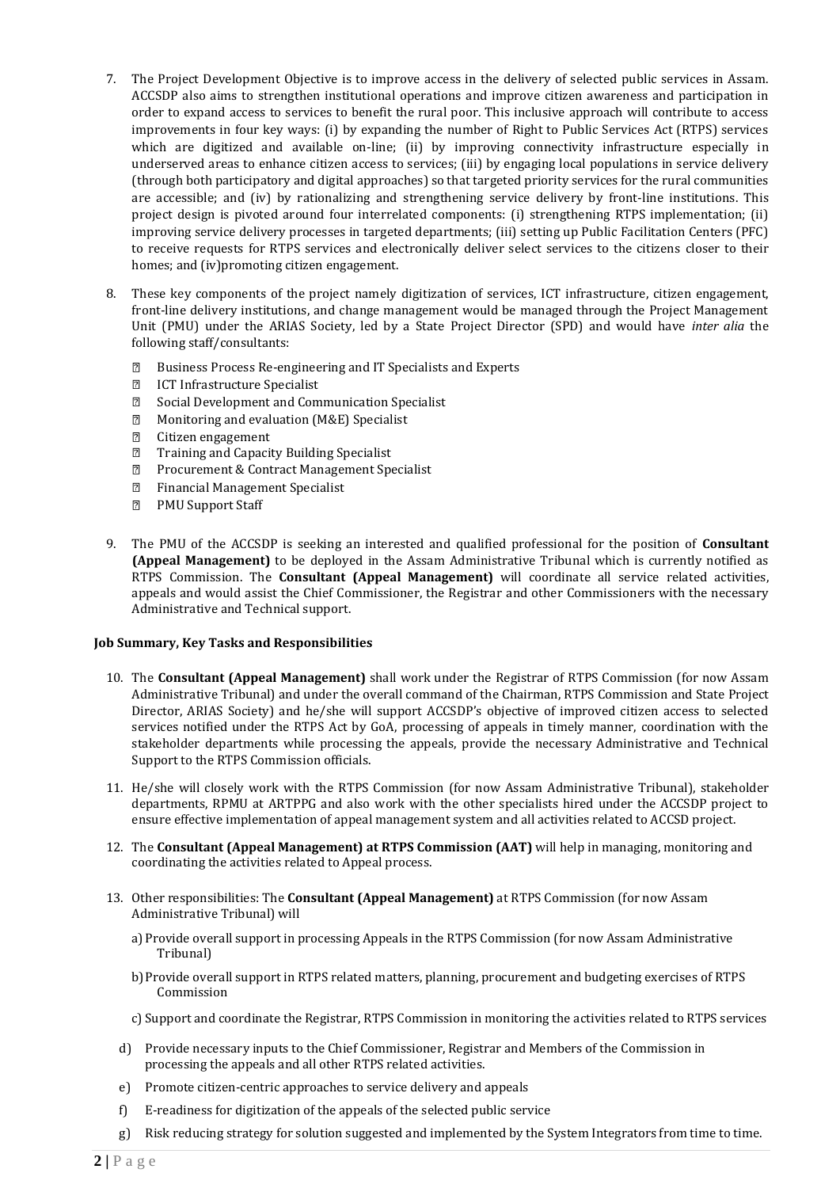7. The Project Development Objective is to improve access in the delivery of selected public services in Assam. ACCSDP also aims to strengthen institutional operations and improve citizen awareness and participation in order to expand access to services to benefit the rural poor. This inclusive approach will contribute to access improvements in four key ways: (i) by expanding the number of Right to Public Services Act (RTPS) services which are digitized and available on-line; (ii) by improving connectivity infrastructure especially in underserved areas to enhance citizen access to services; (iii) by engaging local populations in service delivery (through both participatory and digital approaches) so that targeted priority services for the rural communities are accessible; and (iv) by rationalizing and strengthening service delivery by front-line institutions. This project design is pivoted around four interrelated components: (i) strengthening RTPS implementation; (ii) improving service delivery processes in targeted departments; (iii) setting up Public Facilitation Centers (PFC) to receive requests for RTPS services and electronically deliver select services to the citizens closer to their homes; and (iv)promoting citizen engagement.

8. These key components of the project namely digitization of services, ICT infrastructure, citizen engagement, front-line delivery institutions, and change management would be managed through the Project Management Unit (PMU) under the ARIAS Society, led by a State Project Director (SPD) and would have *inter alia* the following staff/consultants:

   - Business Process Re-engineering and IT Specialists and Experts
   - ICT Infrastructure Specialist
   - Social Development and Communication Specialist
   - Monitoring and evaluation (M&E) Specialist
   - Citizen engagement
   - Training and Capacity Building Specialist
   - Procurement & Contract Management Specialist
   - Financial Management Specialist
   - PMU Support Staff

9. The PMU of the ACCSDP is seeking an interested and qualified professional for the position of **Consultant (Appeal Management)** to be deployed in the Assam Administrative Tribunal which is currently notified as RTPS Commission. The **Consultant (Appeal Management)** will coordinate all service related activities, appeals and would assist the Chief Commissioner, the Registrar and other Commissioners with the necessary Administrative and Technical support.

**Job Summary, Key Tasks and Responsibilities**

10. The **Consultant (Appeal Management)** shall work under the Registrar of RTPS Commission (for now Assam Administrative Tribunal) and under the overall command of the Chairman, RTPS Commission and State Project Director, ARIAS Society) and he/she will support ACCSDP's objective of improved citizen access to selected services notified under the RTPS Act by GoA, processing of appeals in timely manner, coordination with the stakeholder departments while processing the appeals, provide the necessary Administrative and Technical Support to the RTPS Commission officials.

11. He/she will closely work with the RTPS Commission (for now Assam Administrative Tribunal), stakeholder departments, RPMU at ARTPPG and also work with the other specialists hired under the ACCSDP project to ensure effective implementation of appeal management system and all activities related to ACCSD project.

12. The **Consultant (Appeal Management) at RTPS Commission (AAT)** will help in managing, monitoring and coordinating the activities related to Appeal process.

13. Other responsibilities: The **Consultant (Appeal Management)** at RTPS Commission (for now Assam Administrative Tribunal) will

    a) Provide overall support in processing Appeals in the RTPS Commission (for now Assam Administrative Tribunal)

    b) Provide overall support in RTPS related matters, planning, procurement and budgeting exercises of RTPS Commission

    c) Support and coordinate the Registrar, RTPS Commission in monitoring the activities related to RTPS services

    d) Provide necessary inputs to the Chief Commissioner, Registrar and Members of the Commission in processing the appeals and all other RTPS related activities.

    e) Promote citizen-centric approaches to service delivery and appeals

    f) E-readiness for digitization of the appeals of the selected public service

    g) Risk reducing strategy for solution suggested and implemented by the System Integrators from time to time.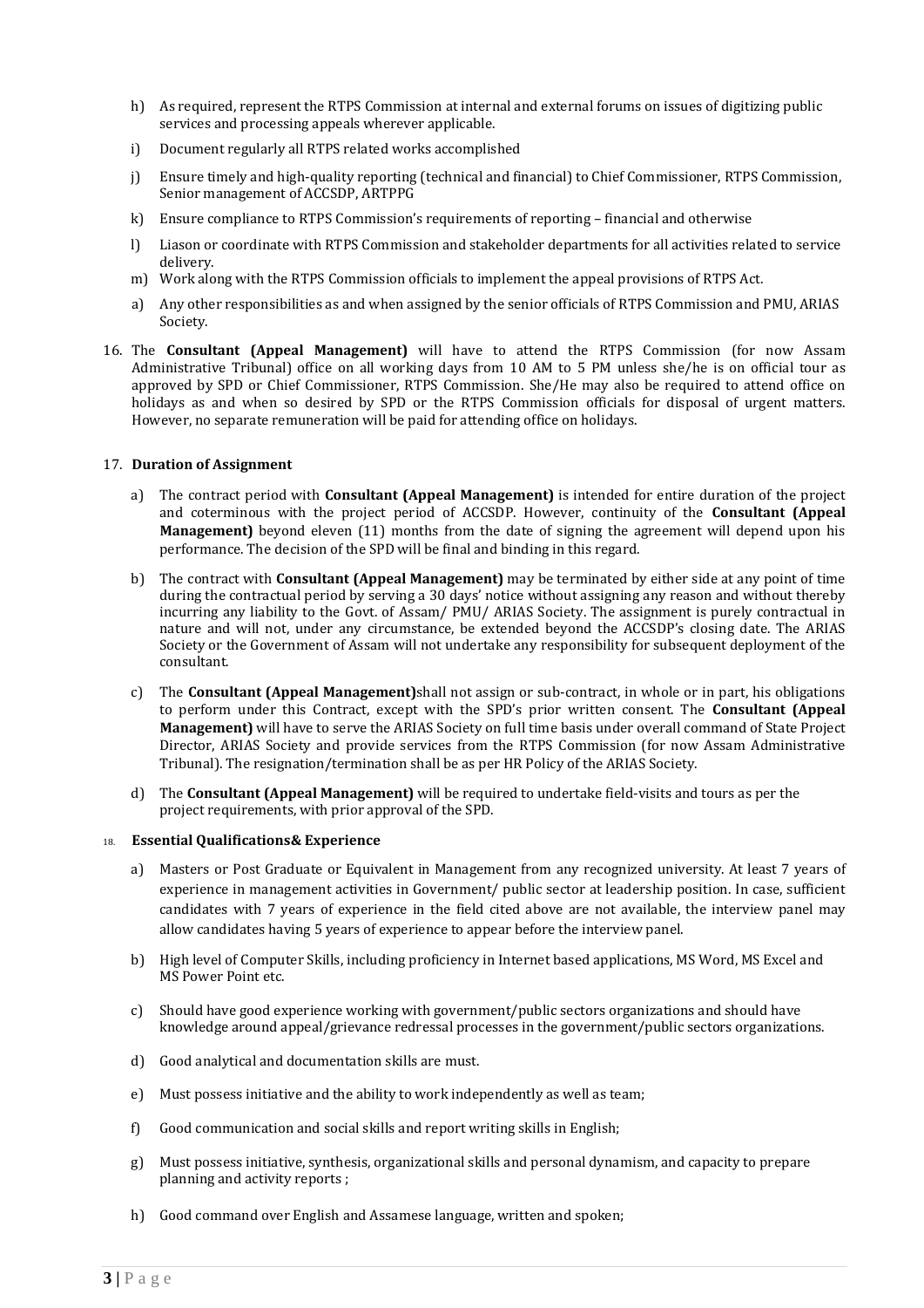h) As required, represent the RTPS Commission at internal and external forums on issues of digitizing public services and processing appeals wherever applicable.

i) Document regularly all RTPS related works accomplished

j) Ensure timely and high-quality reporting (technical and financial) to Chief Commissioner, RTPS Commission, Senior management of ACCSDP, ARTPPG

k) Ensure compliance to RTPS Commission's requirements of reporting – financial and otherwise

l) Liason or coordinate with RTPS Commission and stakeholder departments for all activities related to service delivery.

m) Work along with the RTPS Commission officials to implement the appeal provisions of RTPS Act.

a) Any other responsibilities as and when assigned by the senior officials of RTPS Commission and PMU, ARIAS Society.

16. The **Consultant (Appeal Management)** will have to attend the RTPS Commission (for now Assam Administrative Tribunal) office on all working days from 10 AM to 5 PM unless she/he is on official tour as approved by SPD or Chief Commissioner, RTPS Commission. She/He may also be required to attend office on holidays as and when so desired by SPD or the RTPS Commission officials for disposal of urgent matters. However, no separate remuneration will be paid for attending office on holidays.

17. **Duration of Assignment**

a) The contract period with **Consultant (Appeal Management)** is intended for entire duration of the project and coterminous with the project period of ACCSDP. However, continuity of the **Consultant (Appeal Management)** beyond eleven (11) months from the date of signing the agreement will depend upon his performance. The decision of the SPD will be final and binding in this regard.

b) The contract with **Consultant (Appeal Management)** may be terminated by either side at any point of time during the contractual period by serving a 30 days' notice without assigning any reason and without thereby incurring any liability to the Govt. of Assam/ PMU/ ARIAS Society. The assignment is purely contractual in nature and will not, under any circumstance, be extended beyond the ACCSDP's closing date. The ARIAS Society or the Government of Assam will not undertake any responsibility for subsequent deployment of the consultant.

c) The **Consultant (Appeal Management)**shall not assign or sub-contract, in whole or in part, his obligations to perform under this Contract, except with the SPD's prior written consent. The **Consultant (Appeal Management)** will have to serve the ARIAS Society on full time basis under overall command of State Project Director, ARIAS Society and provide services from the RTPS Commission (for now Assam Administrative Tribunal). The resignation/termination shall be as per HR Policy of the ARIAS Society.

d) The **Consultant (Appeal Management)** will be required to undertake field-visits and tours as per the project requirements, with prior approval of the SPD.

18. **Essential Qualifications& Experience**

a) Masters or Post Graduate or Equivalent in Management from any recognized university. At least 7 years of experience in management activities in Government/ public sector at leadership position. In case, sufficient candidates with 7 years of experience in the field cited above are not available, the interview panel may allow candidates having 5 years of experience to appear before the interview panel.

b) High level of Computer Skills, including proficiency in Internet based applications, MS Word, MS Excel and MS Power Point etc.

c) Should have good experience working with government/public sectors organizations and should have knowledge around appeal/grievance redressal processes in the government/public sectors organizations.

d) Good analytical and documentation skills are must.

e) Must possess initiative and the ability to work independently as well as team;

f) Good communication and social skills and report writing skills in English;

g) Must possess initiative, synthesis, organizational skills and personal dynamism, and capacity to prepare planning and activity reports ;

h) Good command over English and Assamese language, written and spoken;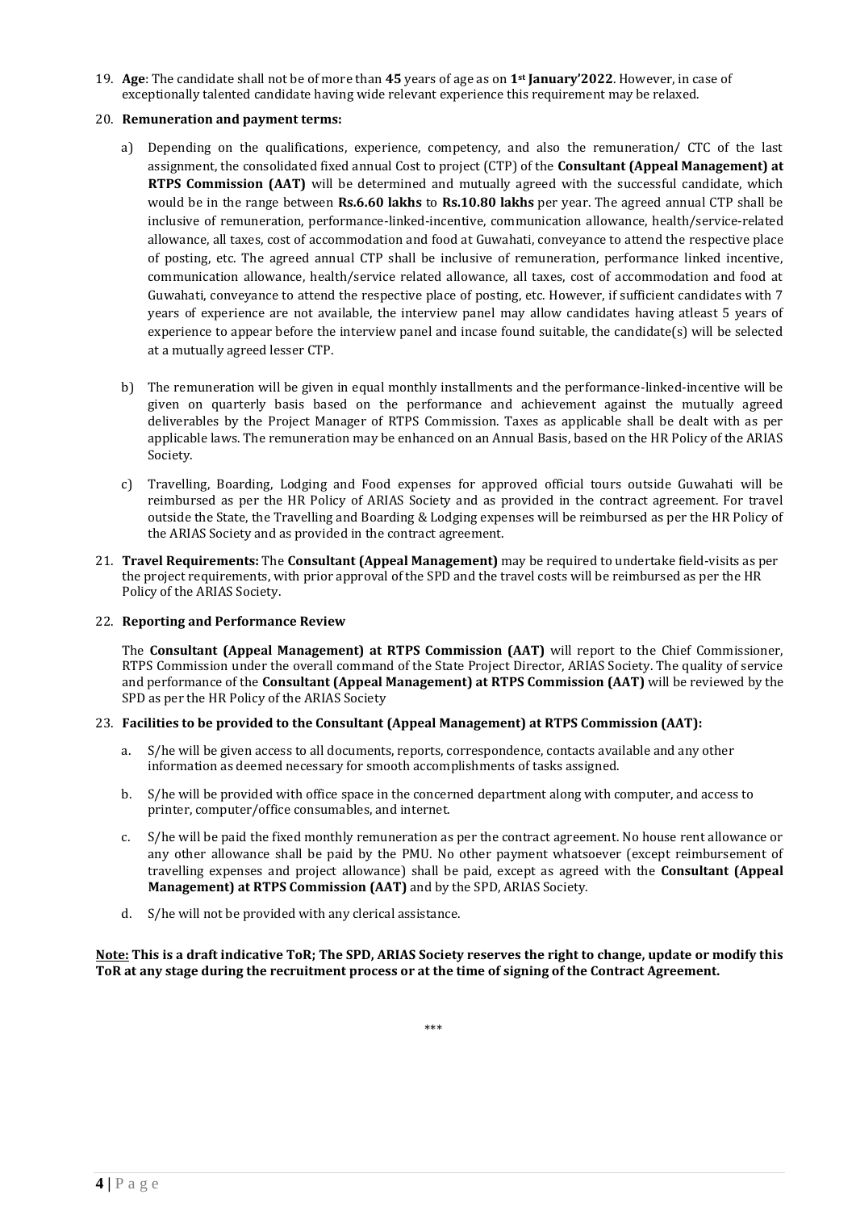19. **Age**: The candidate shall not be of more than **45** years of age as on **1st January'2022**. However, in case of exceptionally talented candidate having wide relevant experience this requirement may be relaxed.

20. **Remuneration and payment terms:**

    a) Depending on the qualifications, experience, competency, and also the remuneration/ CTC of the last assignment, the consolidated fixed annual Cost to project (CTP) of the **Consultant (Appeal Management) at RTPS Commission (AAT)** will be determined and mutually agreed with the successful candidate, which would be in the range between **Rs.6.60 lakhs** to **Rs.10.80 lakhs** per year. The agreed annual CTP shall be inclusive of remuneration, performance-linked-incentive, communication allowance, health/service-related allowance, all taxes, cost of accommodation and food at Guwahati, conveyance to attend the respective place of posting, etc. The agreed annual CTP shall be inclusive of remuneration, performance linked incentive, communication allowance, health/service related allowance, all taxes, cost of accommodation and food at Guwahati, conveyance to attend the respective place of posting, etc. However, if sufficient candidates with 7 years of experience are not available, the interview panel may allow candidates having atleast 5 years of experience to appear before the interview panel and incase found suitable, the candidate(s) will be selected at a mutually agreed lesser CTP.

    b) The remuneration will be given in equal monthly installments and the performance-linked-incentive will be given on quarterly basis based on the performance and achievement against the mutually agreed deliverables by the Project Manager of RTPS Commission. Taxes as applicable shall be dealt with as per applicable laws. The remuneration may be enhanced on an Annual Basis, based on the HR Policy of the ARIAS Society.

    c) Travelling, Boarding, Lodging and Food expenses for approved official tours outside Guwahati will be reimbursed as per the HR Policy of ARIAS Society and as provided in the contract agreement. For travel outside the State, the Travelling and Boarding & Lodging expenses will be reimbursed as per the HR Policy of the ARIAS Society and as provided in the contract agreement.

21. **Travel Requirements:** The **Consultant (Appeal Management)** may be required to undertake field-visits as per the project requirements, with prior approval of the SPD and the travel costs will be reimbursed as per the HR Policy of the ARIAS Society.

22. **Reporting and Performance Review**

    The **Consultant (Appeal Management) at RTPS Commission (AAT)** will report to the Chief Commissioner, RTPS Commission under the overall command of the State Project Director, ARIAS Society. The quality of service and performance of the **Consultant (Appeal Management) at RTPS Commission (AAT)** will be reviewed by the SPD as per the HR Policy of the ARIAS Society

23. **Facilities to be provided to the Consultant (Appeal Management) at RTPS Commission (AAT):**

    a. S/he will be given access to all documents, reports, correspondence, contacts available and any other information as deemed necessary for smooth accomplishments of tasks assigned.

    b. S/he will be provided with office space in the concerned department along with computer, and access to printer, computer/office consumables, and internet.

    c. S/he will be paid the fixed monthly remuneration as per the contract agreement. No house rent allowance or any other allowance shall be paid by the PMU. No other payment whatsoever (except reimbursement of travelling expenses and project allowance) shall be paid, except as agreed with the **Consultant (Appeal Management) at RTPS Commission (AAT)** and by the SPD, ARIAS Society.

    d. S/he will not be provided with any clerical assistance.

**Note: This is a draft indicative ToR; The SPD, ARIAS Society reserves the right to change, update or modify this ToR at any stage during the recruitment process or at the time of signing of the Contract Agreement.**

***